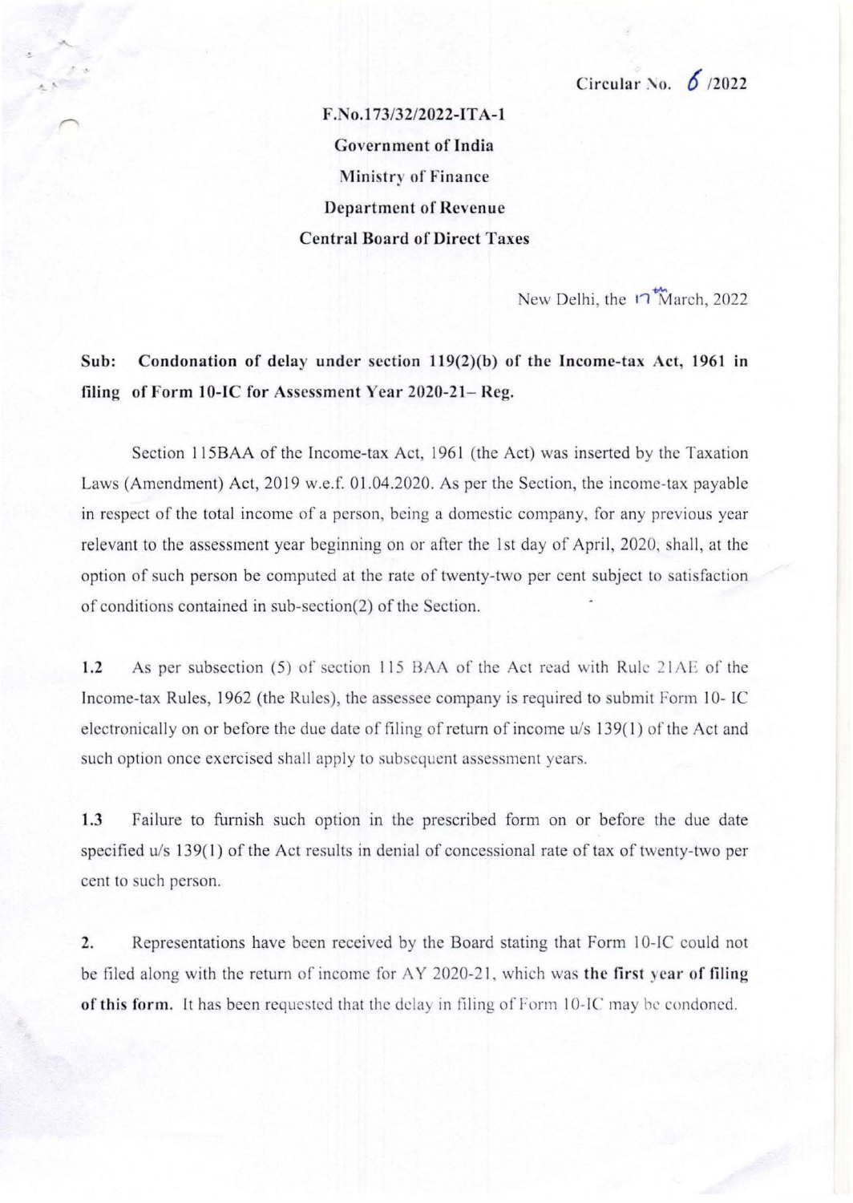Circular No. 6 /2022

**F.No.173/32/2022-ITA-1**
**Government of India**
**Ministry of Finance**
**Department of Revenue**
**Central Board of Direct Taxes**

New Delhi, the 17th March, 2022

**Sub: Condonation of delay under section 119(2)(b) of the Income-tax Act, 1961 in filing of Form 10-IC for Assessment Year 2020-21– Reg.**

Section 115BAA of the Income-tax Act, 1961 (the Act) was inserted by the Taxation Laws (Amendment) Act, 2019 w.e.f. 01.04.2020. As per the Section, the income-tax payable in respect of the total income of a person, being a domestic company, for any previous year relevant to the assessment year beginning on or after the 1st day of April, 2020, shall, at the option of such person be computed at the rate of twenty-two per cent subject to satisfaction of conditions contained in sub-section(2) of the Section.

**1.2** As per subsection (5) of section 115 BAA of the Act read with Rule 21AE of the Income-tax Rules, 1962 (the Rules), the assessee company is required to submit Form 10- IC electronically on or before the due date of filing of return of income u/s 139(1) of the Act and such option once exercised shall apply to subsequent assessment years.

**1.3** Failure to furnish such option in the prescribed form on or before the due date specified u/s 139(1) of the Act results in denial of concessional rate of tax of twenty-two per cent to such person.

**2.** Representations have been received by the Board stating that Form 10-IC could not be filed along with the return of income for AY 2020-21, which was **the first year of filing of this form.** It has been requested that the delay in filing of Form 10-IC may be condoned.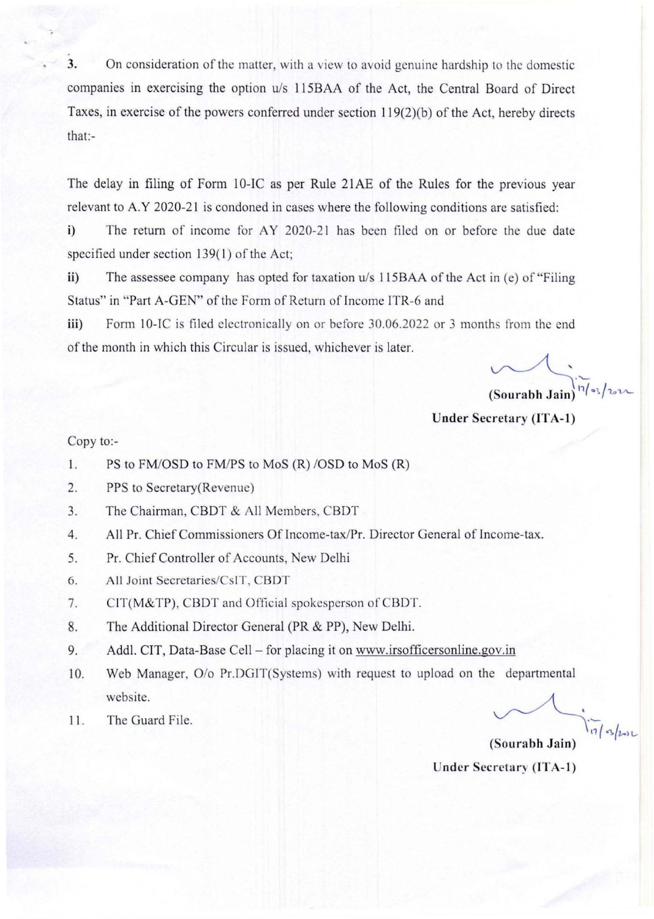3. On consideration of the matter, with a view to avoid genuine hardship to the domestic companies in exercising the option u/s 115BAA of the Act, the Central Board of Direct Taxes, in exercise of the powers conferred under section 119(2)(b) of the Act, hereby directs that:-

The delay in filing of Form 10-IC as per Rule 21AE of the Rules for the previous year relevant to A.Y 2020-21 is condoned in cases where the following conditions are satisfied:

**i)** The return of income for AY 2020-21 has been filed on or before the due date specified under section 139(1) of the Act;

**ii)** The assessee company has opted for taxation u/s 115BAA of the Act in (e) of "Filing Status" in "Part A-GEN" of the Form of Return of Income ITR-6 and

**iii)** Form 10-IC is filed electronically on or before 30.06.2022 or 3 months from the end of the month in which this Circular is issued, whichever is later.

17/03/2022

**(Sourabh Jain)**

**Under Secretary (ITA-1)**

Copy to:-

1. PS to FM/OSD to FM/PS to MoS (R) /OSD to MoS (R)
2. PPS to Secretary(Revenue)
3. The Chairman, CBDT & All Members, CBDT
4. All Pr. Chief Commissioners Of Income-tax/Pr. Director General of Income-tax.
5. Pr. Chief Controller of Accounts, New Delhi
6. All Joint Secretaries/CsIT, CBDT
7. CIT(M&TP), CBDT and Official spokesperson of CBDT.
8. The Additional Director General (PR & PP), New Delhi.
9. Addl. CIT, Data-Base Cell – for placing it on www.irsofficersonline.gov.in
10. Web Manager, O/o Pr.DGIT(Systems) with request to upload on the departmental website.
11. The Guard File.

17/03/2022

**(Sourabh Jain)**

**Under Secretary (ITA-1)**